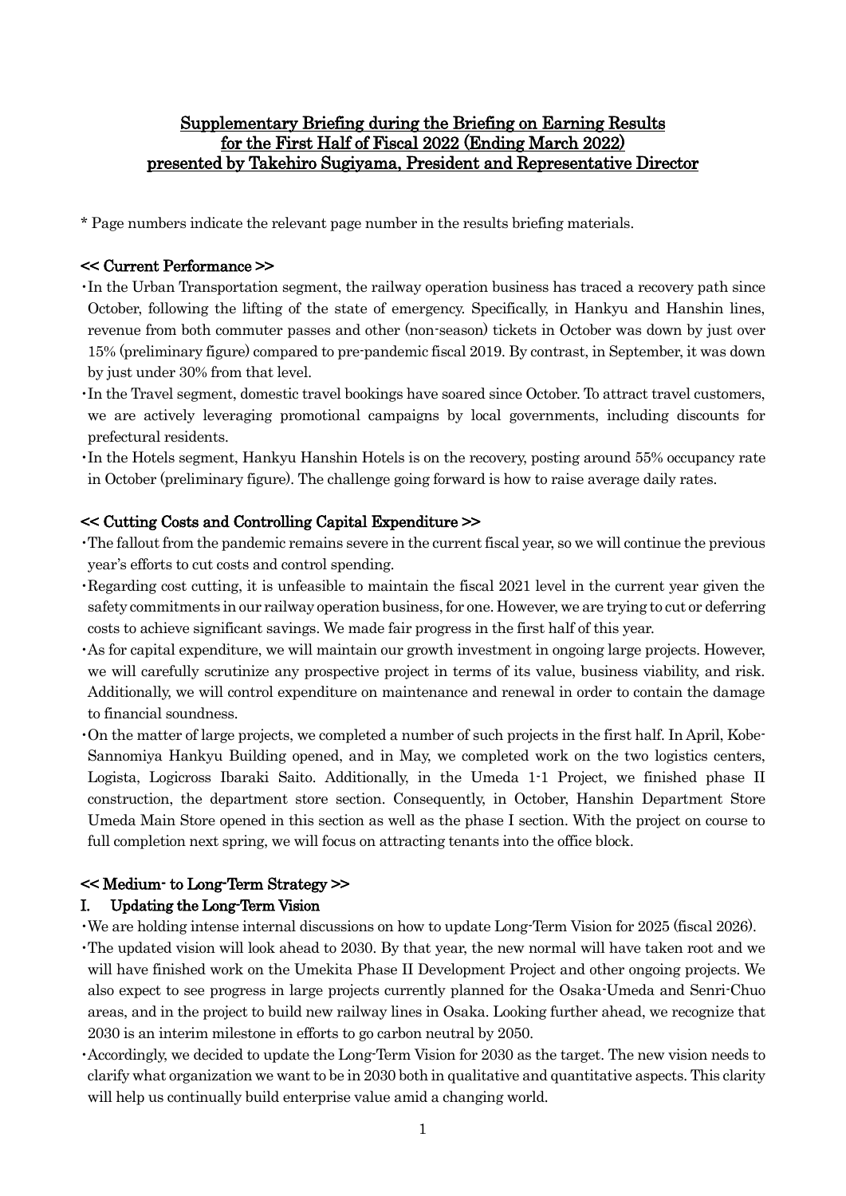# Supplementary Briefing during the Briefing on Earning Results for the First Half of Fiscal 2022 (Ending March 2022) presented by Takehiro Sugiyama, President and Representative Director

* Page numbers indicate the relevant page number in the results briefing materials.

## << Current Performance >>

- In the Urban Transportation segment, the railway operation business has traced a recovery path since October, following the lifting of the state of emergency. Specifically, in Hankyu and Hanshin lines, revenue from both commuter passes and other (non-season) tickets in October was down by just over 15% (preliminary figure) compared to pre-pandemic fiscal 2019. By contrast, in September, it was down by just under 30% from that level.
- In the Travel segment, domestic travel bookings have soared since October. To attract travel customers, we are actively leveraging promotional campaigns by local governments, including discounts for prefectural residents.
- In the Hotels segment, Hankyu Hanshin Hotels is on the recovery, posting around 55% occupancy rate in October (preliminary figure). The challenge going forward is how to raise average daily rates.

## << Cutting Costs and Controlling Capital Expenditure >>

- The fallout from the pandemic remains severe in the current fiscal year, so we will continue the previous year's efforts to cut costs and control spending.
- Regarding cost cutting, it is unfeasible to maintain the fiscal 2021 level in the current year given the safety commitments in our railway operation business, for one. However, we are trying to cut or deferring costs to achieve significant savings. We made fair progress in the first half of this year.
- As for capital expenditure, we will maintain our growth investment in ongoing large projects. However, we will carefully scrutinize any prospective project in terms of its value, business viability, and risk. Additionally, we will control expenditure on maintenance and renewal in order to contain the damage to financial soundness.
- On the matter of large projects, we completed a number of such projects in the first half. In April, Kobe-Sannomiya Hankyu Building opened, and in May, we completed work on the two logistics centers, Logista, Logicross Ibaraki Saito. Additionally, in the Umeda 1-1 Project, we finished phase II construction, the department store section. Consequently, in October, Hanshin Department Store Umeda Main Store opened in this section as well as the phase I section. With the project on course to full completion next spring, we will focus on attracting tenants into the office block.

## << Medium- to Long-Term Strategy >>

### I. Updating the Long-Term Vision

- We are holding intense internal discussions on how to update Long-Term Vision for 2025 (fiscal 2026).
- The updated vision will look ahead to 2030. By that year, the new normal will have taken root and we will have finished work on the Umekita Phase II Development Project and other ongoing projects. We also expect to see progress in large projects currently planned for the Osaka-Umeda and Senri-Chuo areas, and in the project to build new railway lines in Osaka. Looking further ahead, we recognize that 2030 is an interim milestone in efforts to go carbon neutral by 2050.
- Accordingly, we decided to update the Long-Term Vision for 2030 as the target. The new vision needs to clarify what organization we want to be in 2030 both in qualitative and quantitative aspects. This clarity will help us continually build enterprise value amid a changing world.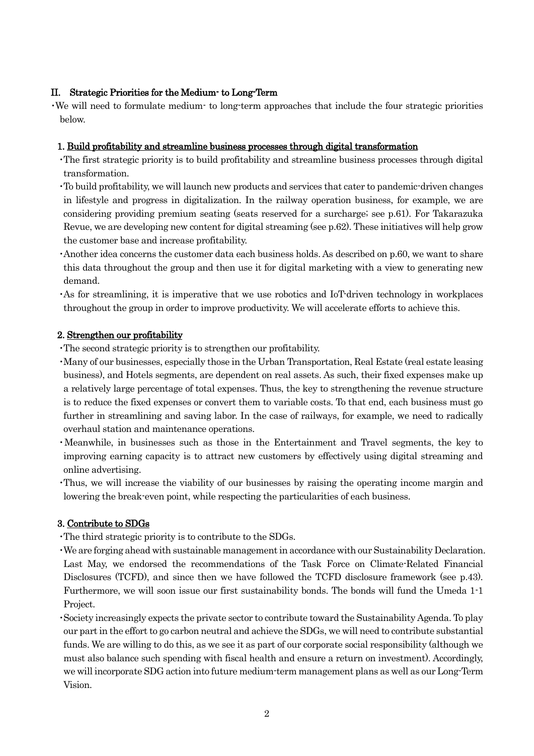## II. Strategic Priorities for the Medium- to Long-Term

- We will need to formulate medium- to long-term approaches that include the four strategic priorities below.

### 1. Build profitability and streamline business processes through digital transformation

- The first strategic priority is to build profitability and streamline business processes through digital transformation.
- To build profitability, we will launch new products and services that cater to pandemic-driven changes in lifestyle and progress in digitalization. In the railway operation business, for example, we are considering providing premium seating (seats reserved for a surcharge; see p.61). For Takarazuka Revue, we are developing new content for digital streaming (see p.62). These initiatives will help grow the customer base and increase profitability.
- Another idea concerns the customer data each business holds. As described on p.60, we want to share this data throughout the group and then use it for digital marketing with a view to generating new demand.
- As for streamlining, it is imperative that we use robotics and IoT-driven technology in workplaces throughout the group in order to improve productivity. We will accelerate efforts to achieve this.

### 2. Strengthen our profitability

- The second strategic priority is to strengthen our profitability.
- Many of our businesses, especially those in the Urban Transportation, Real Estate (real estate leasing business), and Hotels segments, are dependent on real assets. As such, their fixed expenses make up a relatively large percentage of total expenses. Thus, the key to strengthening the revenue structure is to reduce the fixed expenses or convert them to variable costs. To that end, each business must go further in streamlining and saving labor. In the case of railways, for example, we need to radically overhaul station and maintenance operations.
- Meanwhile, in businesses such as those in the Entertainment and Travel segments, the key to improving earning capacity is to attract new customers by effectively using digital streaming and online advertising.
- Thus, we will increase the viability of our businesses by raising the operating income margin and lowering the break-even point, while respecting the particularities of each business.

### 3. Contribute to SDGs

- The third strategic priority is to contribute to the SDGs.
- We are forging ahead with sustainable management in accordance with our Sustainability Declaration. Last May, we endorsed the recommendations of the Task Force on Climate-Related Financial Disclosures (TCFD), and since then we have followed the TCFD disclosure framework (see p.43). Furthermore, we will soon issue our first sustainability bonds. The bonds will fund the Umeda 1-1 Project.
- Society increasingly expects the private sector to contribute toward the Sustainability Agenda. To play our part in the effort to go carbon neutral and achieve the SDGs, we will need to contribute substantial funds. We are willing to do this, as we see it as part of our corporate social responsibility (although we must also balance such spending with fiscal health and ensure a return on investment). Accordingly, we will incorporate SDG action into future medium-term management plans as well as our Long-Term Vision.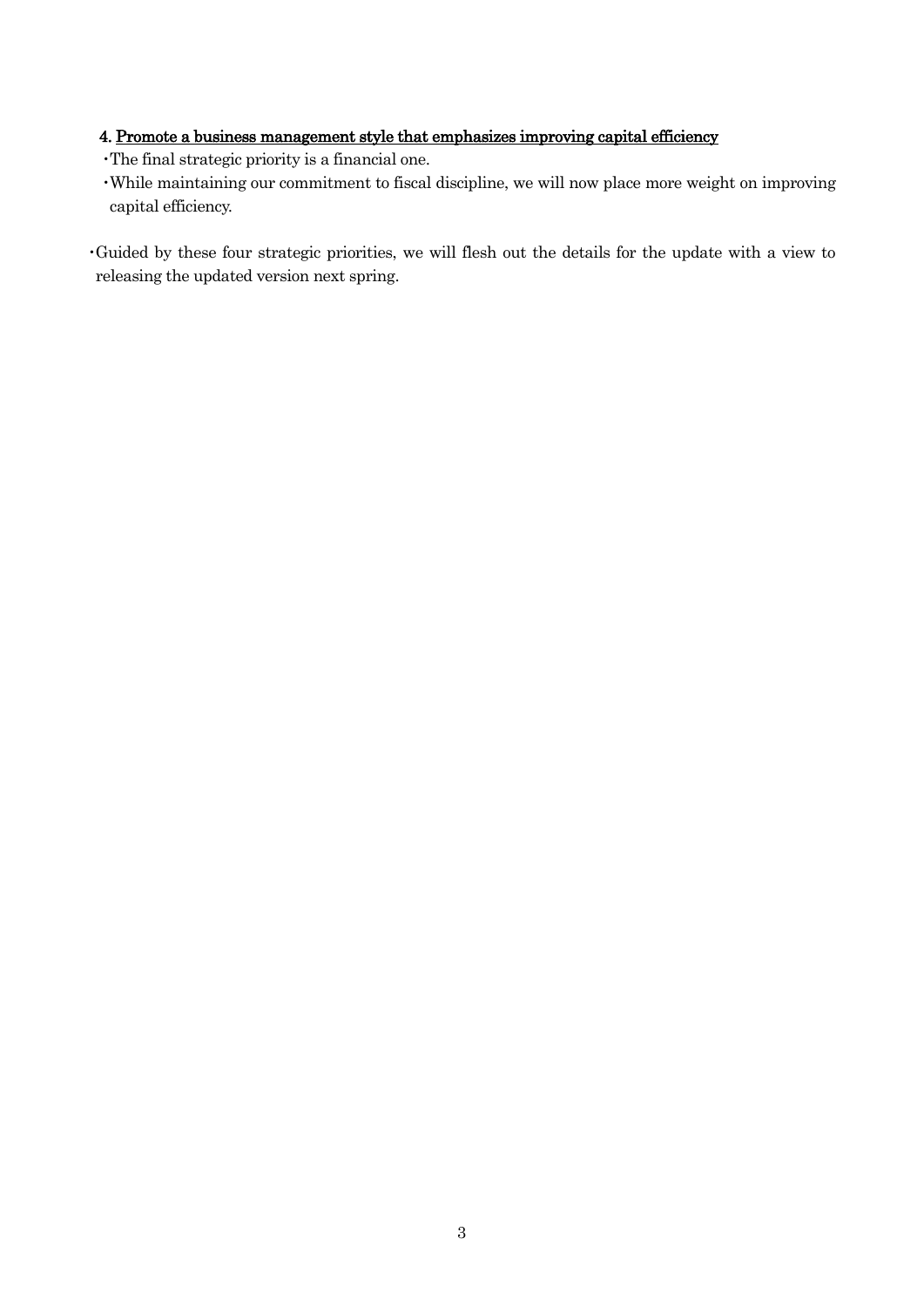**4. <u>Promote a business management style that emphasizes improving capital efficiency</u>**

- The final strategic priority is a financial one.
- While maintaining our commitment to fiscal discipline, we will now place more weight on improving capital efficiency.

- Guided by these four strategic priorities, we will flesh out the details for the update with a view to releasing the updated version next spring.